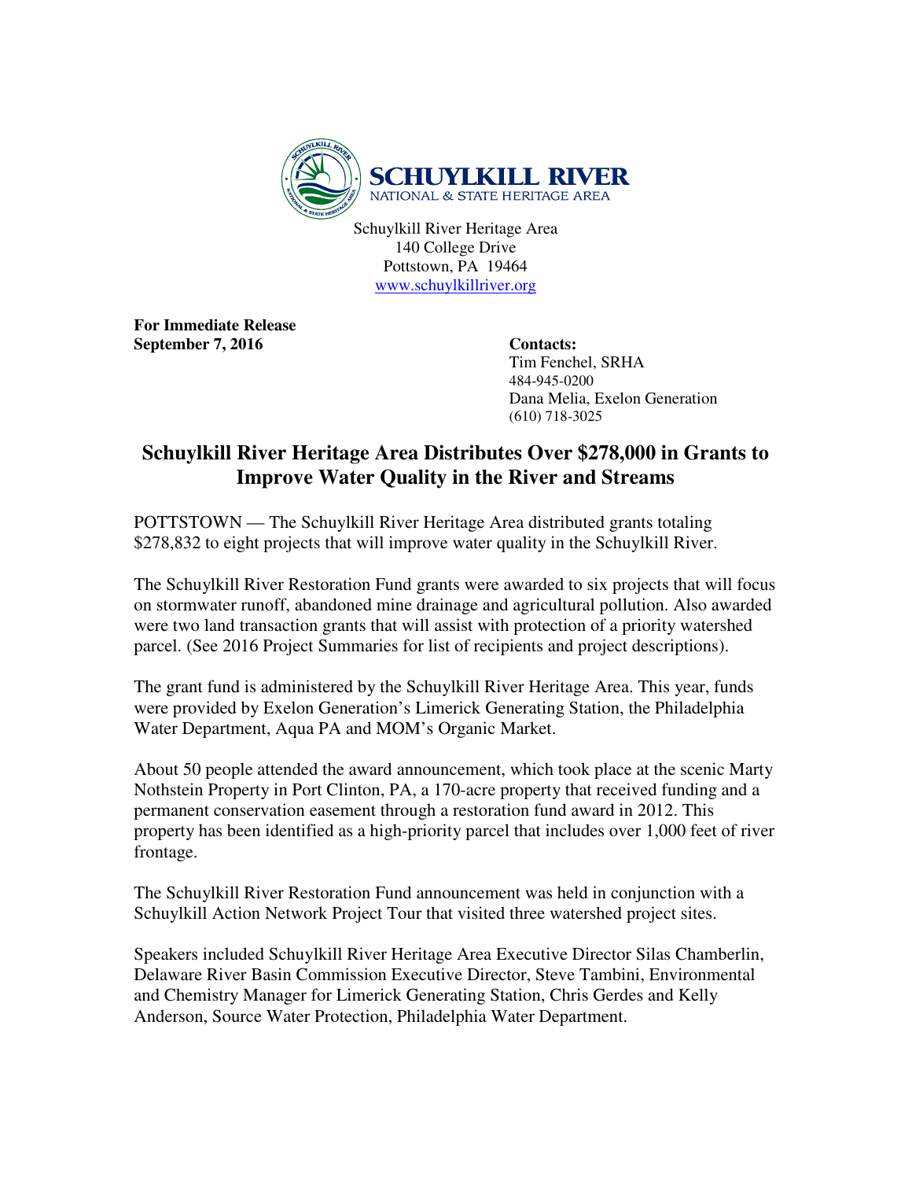**SCHUYLKILL RIVER**
NATIONAL & STATE HERITAGE AREA

Schuylkill River Heritage Area
140 College Drive
Pottstown, PA 19464
www.schuylkillriver.org

**For Immediate Release**
**September 7, 2016**

**Contacts:**
Tim Fenchel, SRHA
484-945-0200
Dana Melia, Exelon Generation
(610) 718-3025

# Schuylkill River Heritage Area Distributes Over $278,000 in Grants to Improve Water Quality in the River and Streams

POTTSTOWN — The Schuylkill River Heritage Area distributed grants totaling $278,832 to eight projects that will improve water quality in the Schuylkill River.

The Schuylkill River Restoration Fund grants were awarded to six projects that will focus on stormwater runoff, abandoned mine drainage and agricultural pollution. Also awarded were two land transaction grants that will assist with protection of a priority watershed parcel. (See 2016 Project Summaries for list of recipients and project descriptions).

The grant fund is administered by the Schuylkill River Heritage Area. This year, funds were provided by Exelon Generation's Limerick Generating Station, the Philadelphia Water Department, Aqua PA and MOM's Organic Market.

About 50 people attended the award announcement, which took place at the scenic Marty Nothstein Property in Port Clinton, PA, a 170-acre property that received funding and a permanent conservation easement through a restoration fund award in 2012. This property has been identified as a high-priority parcel that includes over 1,000 feet of river frontage.

The Schuylkill River Restoration Fund announcement was held in conjunction with a Schuylkill Action Network Project Tour that visited three watershed project sites.

Speakers included Schuylkill River Heritage Area Executive Director Silas Chamberlin, Delaware River Basin Commission Executive Director, Steve Tambini, Environmental and Chemistry Manager for Limerick Generating Station, Chris Gerdes and Kelly Anderson, Source Water Protection, Philadelphia Water Department.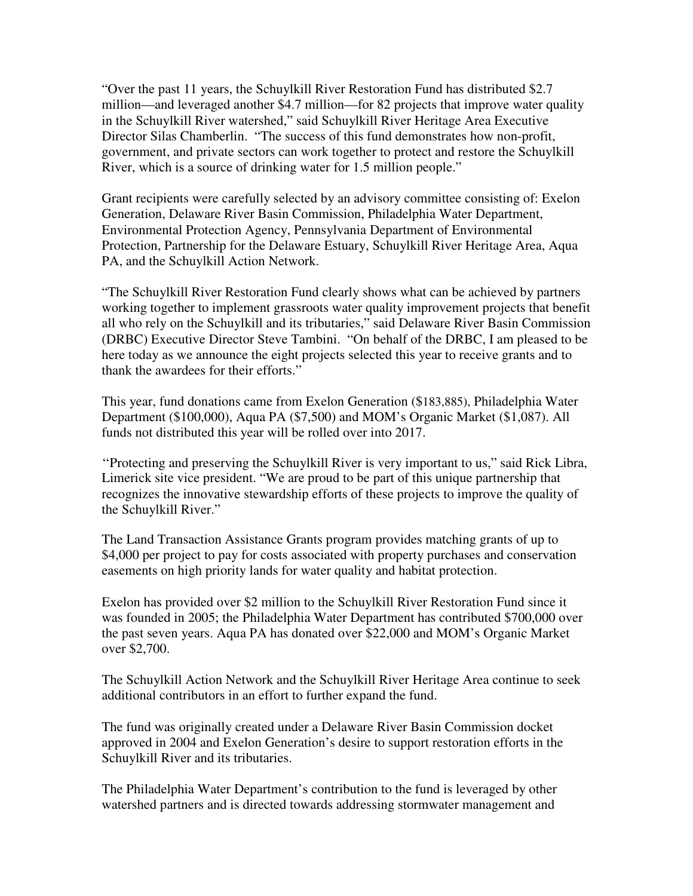"Over the past 11 years, the Schuylkill River Restoration Fund has distributed $2.7 million—and leveraged another $4.7 million—for 82 projects that improve water quality in the Schuylkill River watershed," said Schuylkill River Heritage Area Executive Director Silas Chamberlin. "The success of this fund demonstrates how non-profit, government, and private sectors can work together to protect and restore the Schuylkill River, which is a source of drinking water for 1.5 million people."

Grant recipients were carefully selected by an advisory committee consisting of: Exelon Generation, Delaware River Basin Commission, Philadelphia Water Department, Environmental Protection Agency, Pennsylvania Department of Environmental Protection, Partnership for the Delaware Estuary, Schuylkill River Heritage Area, Aqua PA, and the Schuylkill Action Network.

"The Schuylkill River Restoration Fund clearly shows what can be achieved by partners working together to implement grassroots water quality improvement projects that benefit all who rely on the Schuylkill and its tributaries," said Delaware River Basin Commission (DRBC) Executive Director Steve Tambini. "On behalf of the DRBC, I am pleased to be here today as we announce the eight projects selected this year to receive grants and to thank the awardees for their efforts."

This year, fund donations came from Exelon Generation ($183,885), Philadelphia Water Department ($100,000), Aqua PA ($7,500) and MOM's Organic Market ($1,087). All funds not distributed this year will be rolled over into 2017.

"Protecting and preserving the Schuylkill River is very important to us," said Rick Libra, Limerick site vice president. "We are proud to be part of this unique partnership that recognizes the innovative stewardship efforts of these projects to improve the quality of the Schuylkill River."

The Land Transaction Assistance Grants program provides matching grants of up to $4,000 per project to pay for costs associated with property purchases and conservation easements on high priority lands for water quality and habitat protection.

Exelon has provided over $2 million to the Schuylkill River Restoration Fund since it was founded in 2005; the Philadelphia Water Department has contributed $700,000 over the past seven years. Aqua PA has donated over $22,000 and MOM's Organic Market over $2,700.

The Schuylkill Action Network and the Schuylkill River Heritage Area continue to seek additional contributors in an effort to further expand the fund.

The fund was originally created under a Delaware River Basin Commission docket approved in 2004 and Exelon Generation's desire to support restoration efforts in the Schuylkill River and its tributaries.

The Philadelphia Water Department's contribution to the fund is leveraged by other watershed partners and is directed towards addressing stormwater management and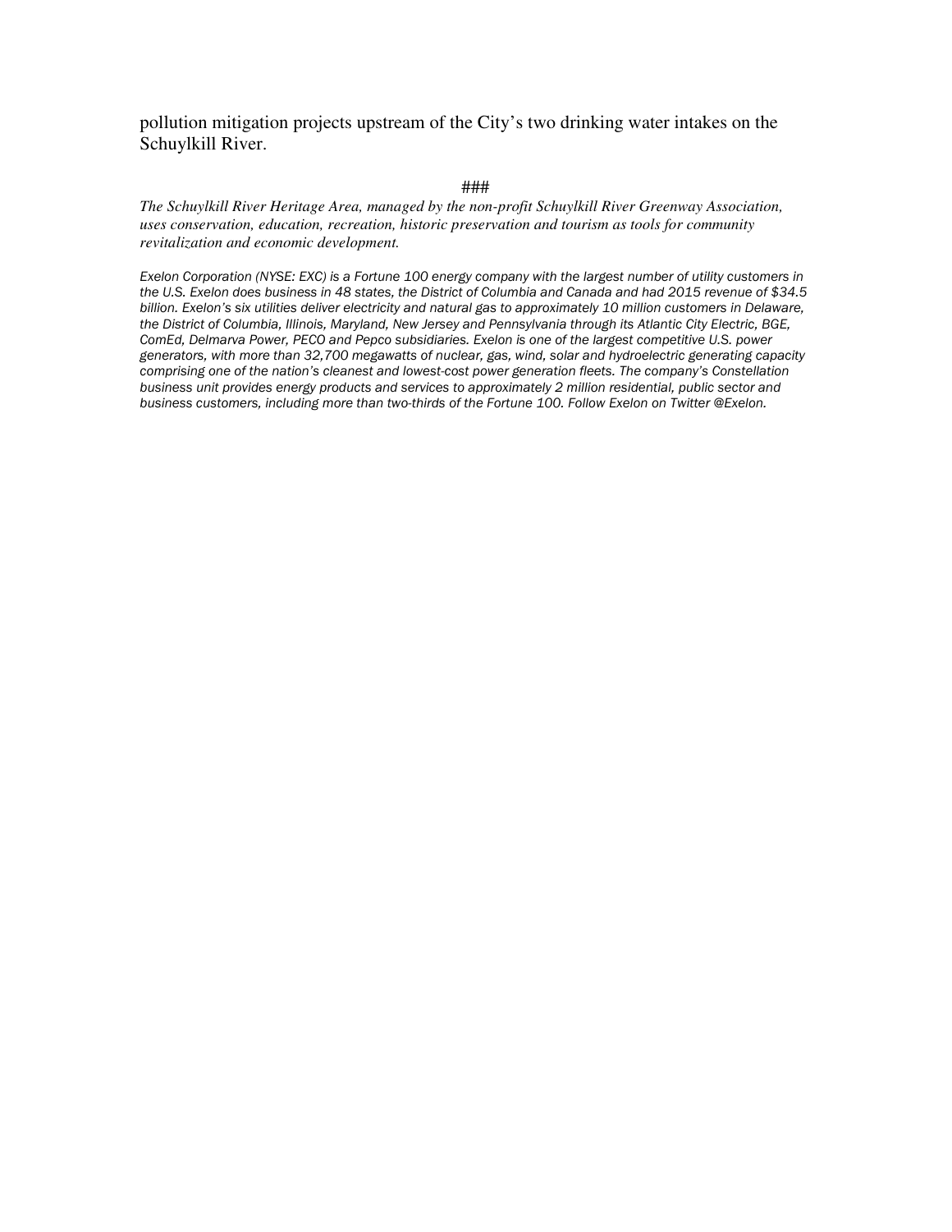pollution mitigation projects upstream of the City's two drinking water intakes on the Schuylkill River.

###

*The Schuylkill River Heritage Area, managed by the non-profit Schuylkill River Greenway Association, uses conservation, education, recreation, historic preservation and tourism as tools for community revitalization and economic development.*

*Exelon Corporation (NYSE: EXC) is a Fortune 100 energy company with the largest number of utility customers in the U.S. Exelon does business in 48 states, the District of Columbia and Canada and had 2015 revenue of $34.5 billion. Exelon's six utilities deliver electricity and natural gas to approximately 10 million customers in Delaware, the District of Columbia, Illinois, Maryland, New Jersey and Pennsylvania through its Atlantic City Electric, BGE, ComEd, Delmarva Power, PECO and Pepco subsidiaries. Exelon is one of the largest competitive U.S. power generators, with more than 32,700 megawatts of nuclear, gas, wind, solar and hydroelectric generating capacity comprising one of the nation's cleanest and lowest-cost power generation fleets. The company's Constellation business unit provides energy products and services to approximately 2 million residential, public sector and business customers, including more than two-thirds of the Fortune 100. Follow Exelon on Twitter @Exelon.*